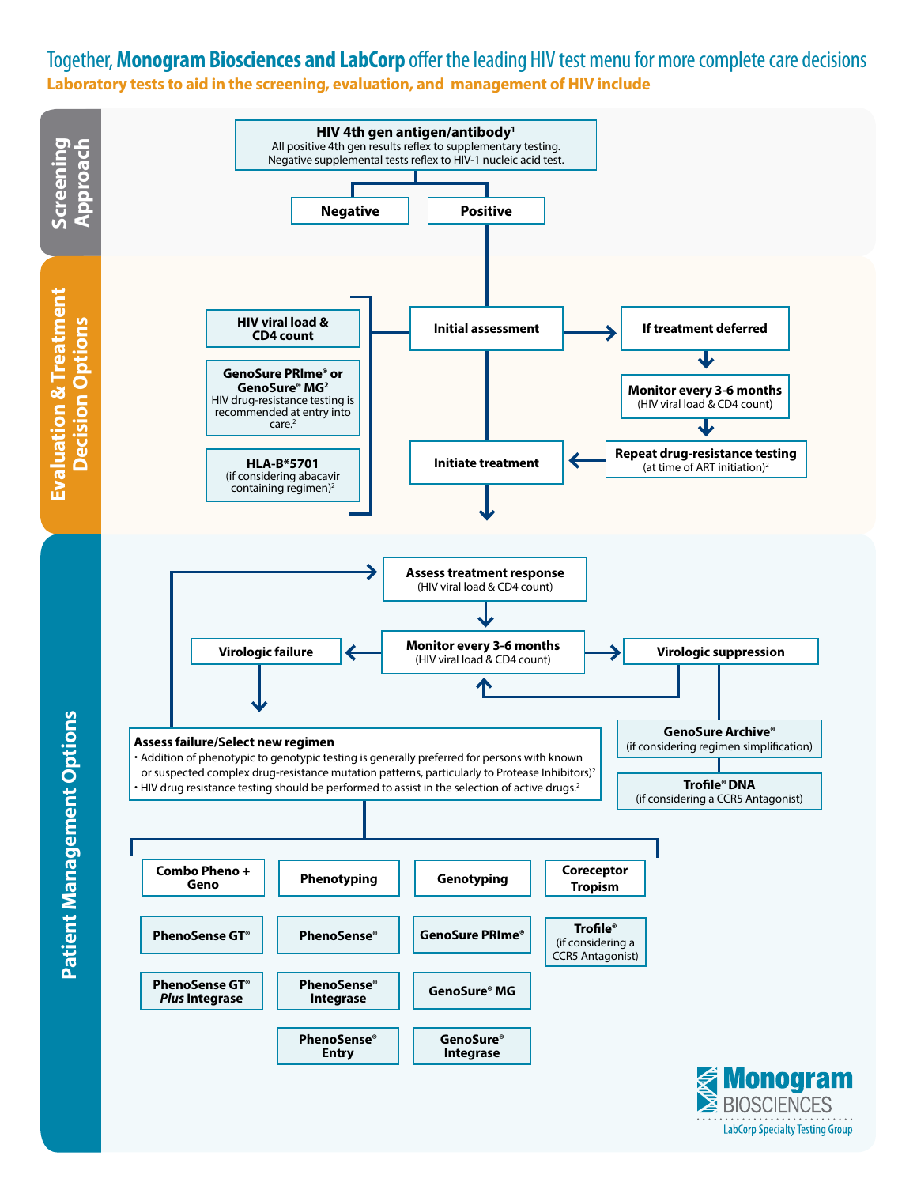# Together, **Monogram Biosciences and LabCorp** offer the leading HIV test menu for more complete care decisions

**Laboratory tests to aid in the screening, evaluation, and management of HIV include**

## Screening Approach

**HIV 4th gen antigen/antibody**[1]
All positive 4th gen results reflex to supplementary testing.
Negative supplemental tests reflex to HIV-1 nucleic acid test.

- **Negative**
- **Positive**

## Evaluation & Treatment Decision Options

**Initial assessment**

- **HIV viral load & CD4 count**
- **GenoSure PRIme® or GenoSure® MG**[2]
  HIV drug-resistance testing is recommended at entry into care.[2]
- **HLA-B*5701**
  (if considering abacavir containing regimen)[2]

**If treatment deferred** → **Monitor every 3-6 months** (HIV viral load & CD4 count) → **Repeat drug-resistance testing** (at time of ART initiation)[2] → **Initiate treatment**

**Initiate treatment**

## Patient Management Options

**Assess treatment response**
(HIV viral load & CD4 count)

**Monitor every 3-6 months**
(HIV viral load & CD4 count)

- **Virologic failure**
- **Virologic suppression**

**Virologic suppression:**

- **GenoSure Archive®**
  (if considering regimen simplification)
- **Trofile® DNA**
  (if considering a CCR5 Antagonist)

**Virologic failure:**

**Assess failure/Select new regimen**

- Addition of phenotypic to genotypic testing is generally preferred for persons with known or suspected complex drug-resistance mutation patterns, particularly to Protease Inhibitors)[2]
- HIV drug resistance testing should be performed to assist in the selection of active drugs.[2]

| Combo Pheno + Geno | Phenotyping | Genotyping | Coreceptor Tropism |
|---|---|---|---|
| PhenoSense GT® | PhenoSense® | GenoSure PRIme® | Trofile® (if considering a CCR5 Antagonist) |
| PhenoSense GT® *Plus* Integrase | PhenoSense® Integrase | GenoSure® MG | |
| | PhenoSense® Entry | GenoSure® Integrase | |

**Monogram BIOSCIENCES**
LabCorp Specialty Testing Group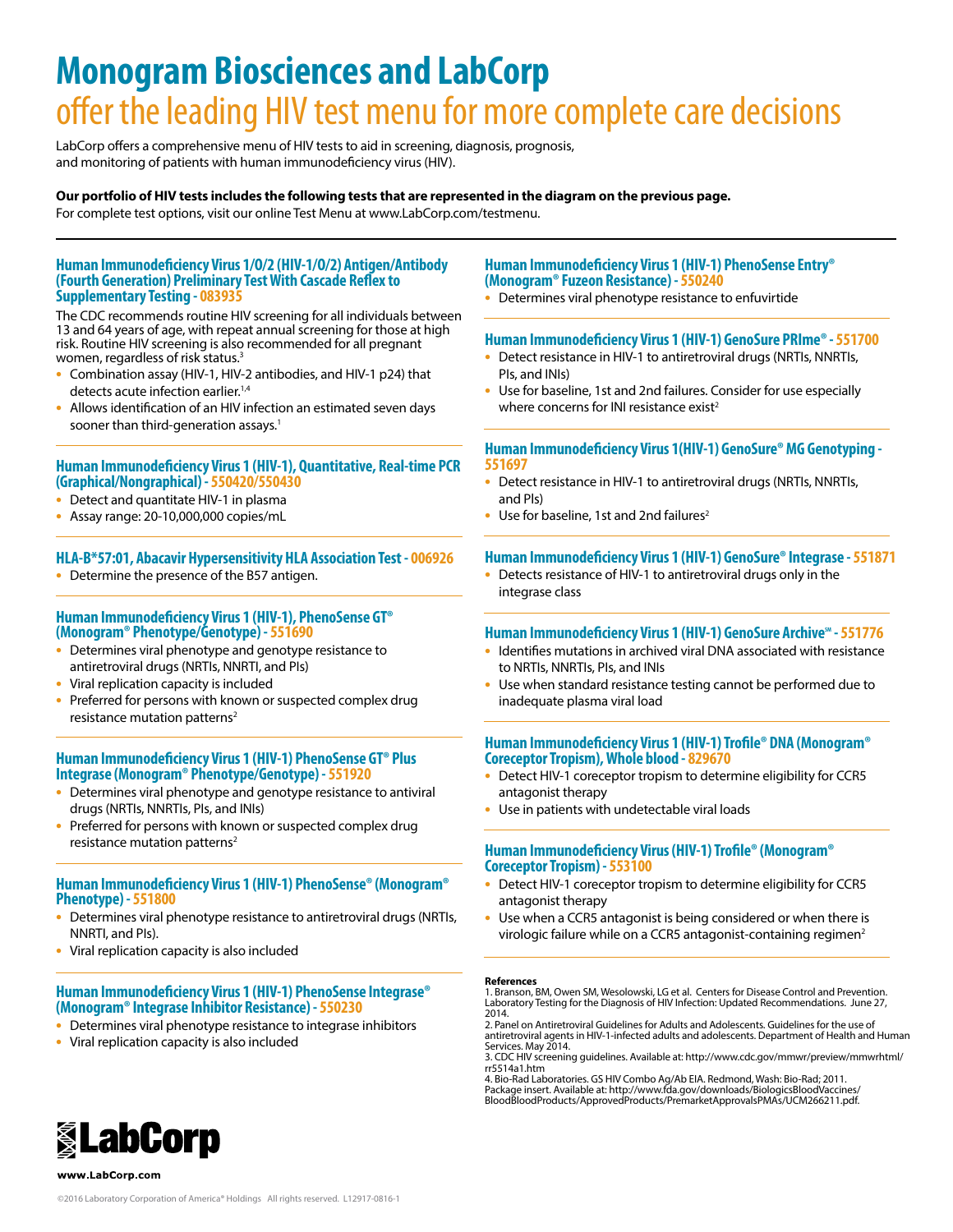# Monogram Biosciences and LabCorp

## offer the leading HIV test menu for more complete care decisions

LabCorp offers a comprehensive menu of HIV tests to aid in screening, diagnosis, prognosis, and monitoring of patients with human immunodeficiency virus (HIV).

**Our portfolio of HIV tests includes the following tests that are represented in the diagram on the previous page.**
For complete test options, visit our online Test Menu at www.LabCorp.com/testmenu.

### Human Immunodeficiency Virus 1/0/2 (HIV-1/0/2) Antigen/Antibody (Fourth Generation) Preliminary Test With Cascade Reflex to Supplementary Testing - 083935

The CDC recommends routine HIV screening for all individuals between 13 and 64 years of age, with repeat annual screening for those at high risk. Routine HIV screening is also recommended for all pregnant women, regardless of risk status.[3]

- Combination assay (HIV-1, HIV-2 antibodies, and HIV-1 p24) that detects acute infection earlier.[1,4]
- Allows identification of an HIV infection an estimated seven days sooner than third-generation assays.[1]

### Human Immunodeficiency Virus 1 (HIV-1), Quantitative, Real-time PCR (Graphical/Nongraphical) - 550420/550430

- Detect and quantitate HIV-1 in plasma
- Assay range: 20-10,000,000 copies/mL

### HLA-B*57:01, Abacavir Hypersensitivity HLA Association Test - 006926

- Determine the presence of the B57 antigen.

### Human Immunodeficiency Virus 1 (HIV-1), PhenoSense GT® (Monogram® Phenotype/Genotype) - 551690

- Determines viral phenotype and genotype resistance to antiretroviral drugs (NRTIs, NNRTI, and PIs)
- Viral replication capacity is included
- Preferred for persons with known or suspected complex drug resistance mutation patterns[2]

### Human Immunodeficiency Virus 1 (HIV-1) PhenoSense GT® Plus Integrase (Monogram® Phenotype/Genotype) - 551920

- Determines viral phenotype and genotype resistance to antiviral drugs (NRTIs, NNRTIs, PIs, and INIs)
- Preferred for persons with known or suspected complex drug resistance mutation patterns[2]

### Human Immunodeficiency Virus 1 (HIV-1) PhenoSense® (Monogram® Phenotype) - 551800

- Determines viral phenotype resistance to antiretroviral drugs (NRTIs, NNRTI, and PIs).
- Viral replication capacity is also included

### Human Immunodeficiency Virus 1 (HIV-1) PhenoSense Integrase® (Monogram® Integrase Inhibitor Resistance) - 550230

- Determines viral phenotype resistance to integrase inhibitors
- Viral replication capacity is also included

### Human Immunodeficiency Virus 1 (HIV-1) PhenoSense Entry® (Monogram® Fuzeon Resistance) - 550240

- Determines viral phenotype resistance to enfuvirtide

### Human Immunodeficiency Virus 1 (HIV-1) GenoSure PRIme® - 551700

- Detect resistance in HIV-1 to antiretroviral drugs (NRTIs, NNRTIs, PIs, and INIs)
- Use for baseline, 1st and 2nd failures. Consider for use especially where concerns for INI resistance exist[2]

### Human Immunodeficiency Virus 1(HIV-1) GenoSure® MG Genotyping - 551697

- Detect resistance in HIV-1 to antiretroviral drugs (NRTIs, NNRTIs, and PIs)
- Use for baseline, 1st and 2nd failures[2]

### Human Immunodeficiency Virus 1 (HIV-1) GenoSure® Integrase - 551871

- Detects resistance of HIV-1 to antiretroviral drugs only in the integrase class

### Human Immunodeficiency Virus 1 (HIV-1) GenoSure Archive℠ - 551776

- Identifies mutations in archived viral DNA associated with resistance to NRTIs, NNRTIs, PIs, and INIs
- Use when standard resistance testing cannot be performed due to inadequate plasma viral load

### Human Immunodeficiency Virus 1 (HIV-1) Trofile® DNA (Monogram® Coreceptor Tropism), Whole blood - 829670

- Detect HIV-1 coreceptor tropism to determine eligibility for CCR5 antagonist therapy
- Use in patients with undetectable viral loads

### Human Immunodeficiency Virus (HIV-1) Trofile® (Monogram® Coreceptor Tropism) - 553100

- Detect HIV-1 coreceptor tropism to determine eligibility for CCR5 antagonist therapy
- Use when a CCR5 antagonist is being considered or when there is virologic failure while on a CCR5 antagonist-containing regimen[2]

**References**

1. Branson, BM, Owen SM, Wesolowski, LG et al. Centers for Disease Control and Prevention. Laboratory Testing for the Diagnosis of HIV Infection: Updated Recommendations. June 27, 2014.
2. Panel on Antiretroviral Guidelines for Adults and Adolescents. Guidelines for the use of antiretroviral agents in HIV-1-infected adults and adolescents. Department of Health and Human Services. May 2014.
3. CDC HIV screening guidelines. Available at: http://www.cdc.gov/mmwr/preview/mmwrhtml/rr5514a1.htm
4. Bio-Rad Laboratories. GS HIV Combo Ag/Ab EIA. Redmond, Wash: Bio-Rad; 2011. Package insert. Available at: http://www.fda.gov/downloads/BiologicsBloodVaccines/BloodBloodProducts/ApprovedProducts/PremarketApprovalsPMAs/UCM266211.pdf.

LabCorp

www.LabCorp.com

©2016 Laboratory Corporation of America® Holdings All rights reserved. L12917-0816-1